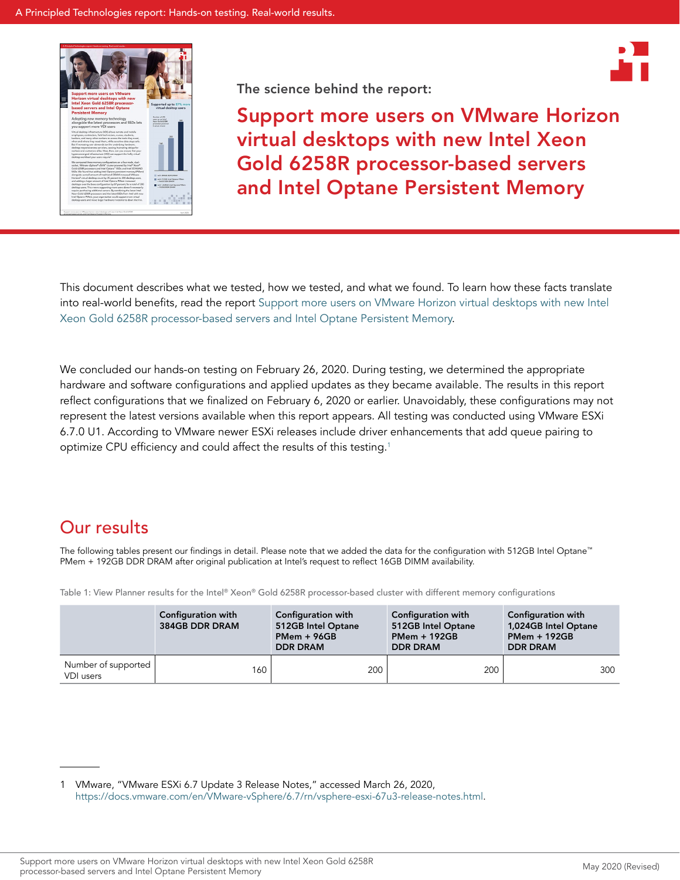A Principled Technologies report: Hands-on testing. Real-world results.

The science behind the report:

# Support more users on VMware Horizon virtual desktops with new Intel Xeon Gold 6258R processor-based servers and Intel Optane Persistent Memory

This document describes what we tested, how we tested, and what we found. To learn how these facts translate into real-world benefits, read the report Support more users on VMware Horizon virtual desktops with new Intel Xeon Gold 6258R processor-based servers and Intel Optane Persistent Memory.

We concluded our hands-on testing on February 26, 2020. During testing, we determined the appropriate hardware and software configurations and applied updates as they became available. The results in this report reflect configurations that we finalized on February 6, 2020 or earlier. Unavoidably, these configurations may not represent the latest versions available when this report appears. All testing was conducted using VMware ESXi 6.7.0 U1. According to VMware newer ESXi releases include driver enhancements that add queue pairing to optimize CPU efficiency and could affect the results of this testing.[1]

## Our results

The following tables present our findings in detail. Please note that we added the data for the configuration with 512GB Intel Optane™ PMem + 192GB DDR DRAM after original publication at Intel's request to reflect 16GB DIMM availability.

Table 1: View Planner results for the Intel® Xeon® Gold 6258R processor-based cluster with different memory configurations

| | Configuration with 384GB DDR DRAM | Configuration with 512GB Intel Optane PMem + 96GB DDR DRAM | Configuration with 512GB Intel Optane PMem + 192GB DDR DRAM | Configuration with 1,024GB Intel Optane PMem + 192GB DDR DRAM |
|---|---|---|---|---|
| Number of supported VDI users | 160 | 200 | 200 | 300 |

1 VMware, "VMware ESXi 6.7 Update 3 Release Notes," accessed March 26, 2020, https://docs.vmware.com/en/VMware-vSphere/6.7/rn/vsphere-esxi-67u3-release-notes.html.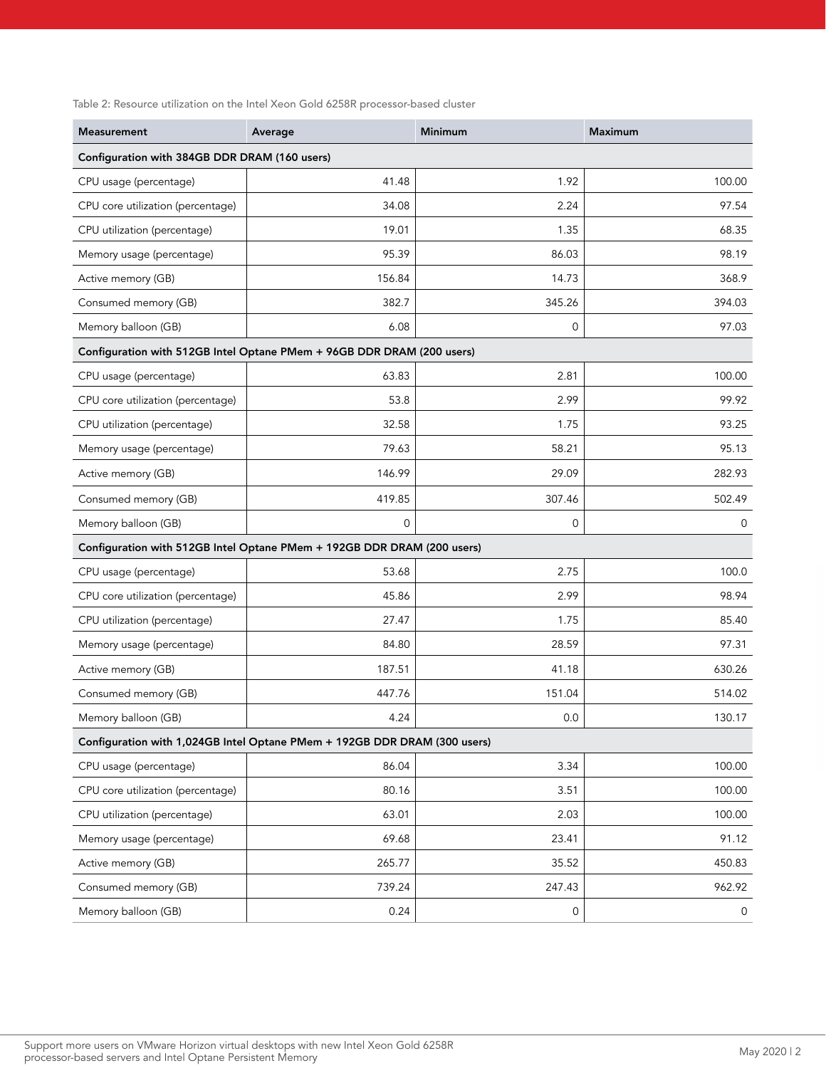Table 2: Resource utilization on the Intel Xeon Gold 6258R processor-based cluster

| Measurement | Average | Minimum | Maximum |
|---|---|---|---|
| **Configuration with 384GB DDR DRAM (160 users)** | | | |
| CPU usage (percentage) | 41.48 | 1.92 | 100.00 |
| CPU core utilization (percentage) | 34.08 | 2.24 | 97.54 |
| CPU utilization (percentage) | 19.01 | 1.35 | 68.35 |
| Memory usage (percentage) | 95.39 | 86.03 | 98.19 |
| Active memory (GB) | 156.84 | 14.73 | 368.9 |
| Consumed memory (GB) | 382.7 | 345.26 | 394.03 |
| Memory balloon (GB) | 6.08 | 0 | 97.03 |
| **Configuration with 512GB Intel Optane PMem + 96GB DDR DRAM (200 users)** | | | |
| CPU usage (percentage) | 63.83 | 2.81 | 100.00 |
| CPU core utilization (percentage) | 53.8 | 2.99 | 99.92 |
| CPU utilization (percentage) | 32.58 | 1.75 | 93.25 |
| Memory usage (percentage) | 79.63 | 58.21 | 95.13 |
| Active memory (GB) | 146.99 | 29.09 | 282.93 |
| Consumed memory (GB) | 419.85 | 307.46 | 502.49 |
| Memory balloon (GB) | 0 | 0 | 0 |
| **Configuration with 512GB Intel Optane PMem + 192GB DDR DRAM (200 users)** | | | |
| CPU usage (percentage) | 53.68 | 2.75 | 100.0 |
| CPU core utilization (percentage) | 45.86 | 2.99 | 98.94 |
| CPU utilization (percentage) | 27.47 | 1.75 | 85.40 |
| Memory usage (percentage) | 84.80 | 28.59 | 97.31 |
| Active memory (GB) | 187.51 | 41.18 | 630.26 |
| Consumed memory (GB) | 447.76 | 151.04 | 514.02 |
| Memory balloon (GB) | 4.24 | 0.0 | 130.17 |
| **Configuration with 1,024GB Intel Optane PMem + 192GB DDR DRAM (300 users)** | | | |
| CPU usage (percentage) | 86.04 | 3.34 | 100.00 |
| CPU core utilization (percentage) | 80.16 | 3.51 | 100.00 |
| CPU utilization (percentage) | 63.01 | 2.03 | 100.00 |
| Memory usage (percentage) | 69.68 | 23.41 | 91.12 |
| Active memory (GB) | 265.77 | 35.52 | 450.83 |
| Consumed memory (GB) | 739.24 | 247.43 | 962.92 |
| Memory balloon (GB) | 0.24 | 0 | 0 |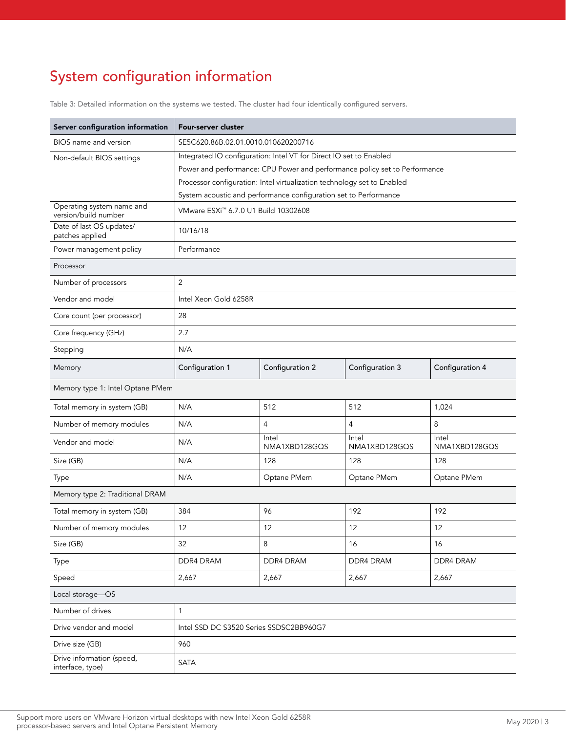# System configuration information

Table 3: Detailed information on the systems we tested. The cluster had four identically configured servers.

| Server configuration information | Four-server cluster | | | |
|---|---|---|---|---|
| BIOS name and version | SE5C620.86B.02.01.0010.010620200716 | | | |
| Non-default BIOS settings | Integrated IO configuration: Intel VT for Direct IO set to Enabled<br>Power and performance: CPU Power and performance policy set to Performance<br>Processor configuration: Intel virtualization technology set to Enabled<br>System acoustic and performance configuration set to Performance | | | |
| Operating system name and version/build number | VMware ESXi™ 6.7.0 U1 Build 10302608 | | | |
| Date of last OS updates/ patches applied | 10/16/18 | | | |
| Power management policy | Performance | | | |
| Processor | | | | |
| Number of processors | 2 | | | |
| Vendor and model | Intel Xeon Gold 6258R | | | |
| Core count (per processor) | 28 | | | |
| Core frequency (GHz) | 2.7 | | | |
| Stepping | N/A | | | |
| Memory | Configuration 1 | Configuration 2 | Configuration 3 | Configuration 4 |
| Memory type 1: Intel Optane PMem | | | | |
| Total memory in system (GB) | N/A | 512 | 512 | 1,024 |
| Number of memory modules | N/A | 4 | 4 | 8 |
| Vendor and model | N/A | Intel NMA1XBD128GQS | Intel NMA1XBD128GQS | Intel NMA1XBD128GQS |
| Size (GB) | N/A | 128 | 128 | 128 |
| Type | N/A | Optane PMem | Optane PMem | Optane PMem |
| Memory type 2: Traditional DRAM | | | | |
| Total memory in system (GB) | 384 | 96 | 192 | 192 |
| Number of memory modules | 12 | 12 | 12 | 12 |
| Size (GB) | 32 | 8 | 16 | 16 |
| Type | DDR4 DRAM | DDR4 DRAM | DDR4 DRAM | DDR4 DRAM |
| Speed | 2,667 | 2,667 | 2,667 | 2,667 |
| Local storage—OS | | | | |
| Number of drives | 1 | | | |
| Drive vendor and model | Intel SSD DC S3520 Series SSDSC2BB960G7 | | | |
| Drive size (GB) | 960 | | | |
| Drive information (speed, interface, type) | SATA | | | |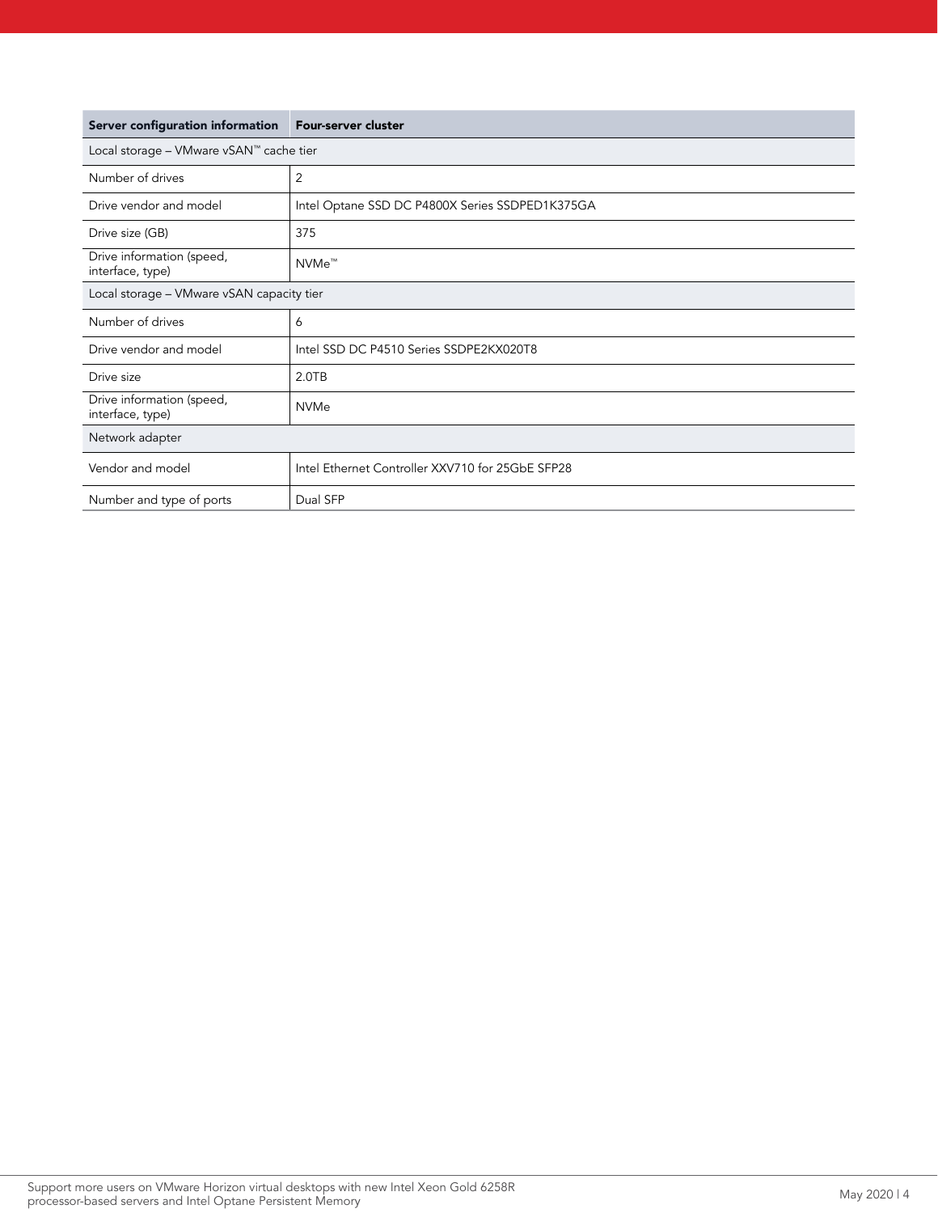| Server configuration information | Four-server cluster |
| --- | --- |
| Local storage – VMware vSAN™ cache tier | |
| Number of drives | 2 |
| Drive vendor and model | Intel Optane SSD DC P4800X Series SSDPED1K375GA |
| Drive size (GB) | 375 |
| Drive information (speed, interface, type) | NVMe™ |
| Local storage – VMware vSAN capacity tier | |
| Number of drives | 6 |
| Drive vendor and model | Intel SSD DC P4510 Series SSDPE2KX020T8 |
| Drive size | 2.0TB |
| Drive information (speed, interface, type) | NVMe |
| Network adapter | |
| Vendor and model | Intel Ethernet Controller XXV710 for 25GbE SFP28 |
| Number and type of ports | Dual SFP |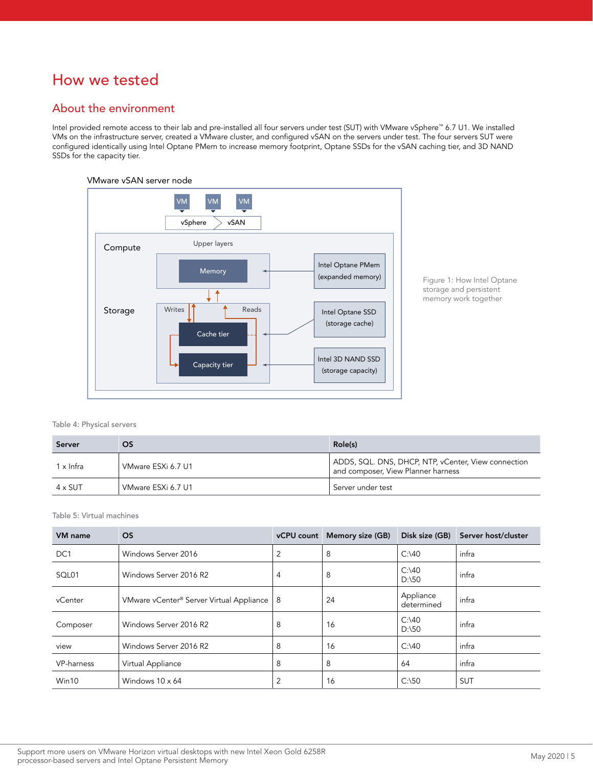# How we tested

## About the environment

Intel provided remote access to their lab and pre-installed all four servers under test (SUT) with VMware vSphere™ 6.7 U1. We installed VMs on the infrastructure server, created a VMware cluster, and configured vSAN on the servers under test. The four servers SUT were configured identically using Intel Optane PMem to increase memory footprint, Optane SSDs for the vSAN caching tier, and 3D NAND SSDs for the capacity tier.

VMware vSAN server node

Figure 1: How Intel Optane storage and persistent memory work together

Table 4: Physical servers

| Server | OS | Role(s) |
|---|---|---|
| 1 x Infra | VMware ESXi 6.7 U1 | ADDS, SQL. DNS, DHCP, NTP, vCenter, View connection and composer, View Planner harness |
| 4 x SUT | VMware ESXi 6.7 U1 | Server under test |

Table 5: Virtual machines

| VM name | OS | vCPU count | Memory size (GB) | Disk size (GB) | Server host/cluster |
|---|---|---|---|---|---|
| DC1 | Windows Server 2016 | 2 | 8 | C:\40 | infra |
| SQL01 | Windows Server 2016 R2 | 4 | 8 | C:\40<br>D:\50 | infra |
| vCenter | VMware vCenter® Server Virtual Appliance | 8 | 24 | Appliance determined | infra |
| Composer | Windows Server 2016 R2 | 8 | 16 | C:\40<br>D:\50 | infra |
| view | Windows Server 2016 R2 | 8 | 16 | C:\40 | infra |
| VP-harness | Virtual Appliance | 8 | 8 | 64 | infra |
| Win10 | Windows 10 x 64 | 2 | 16 | C:\50 | SUT |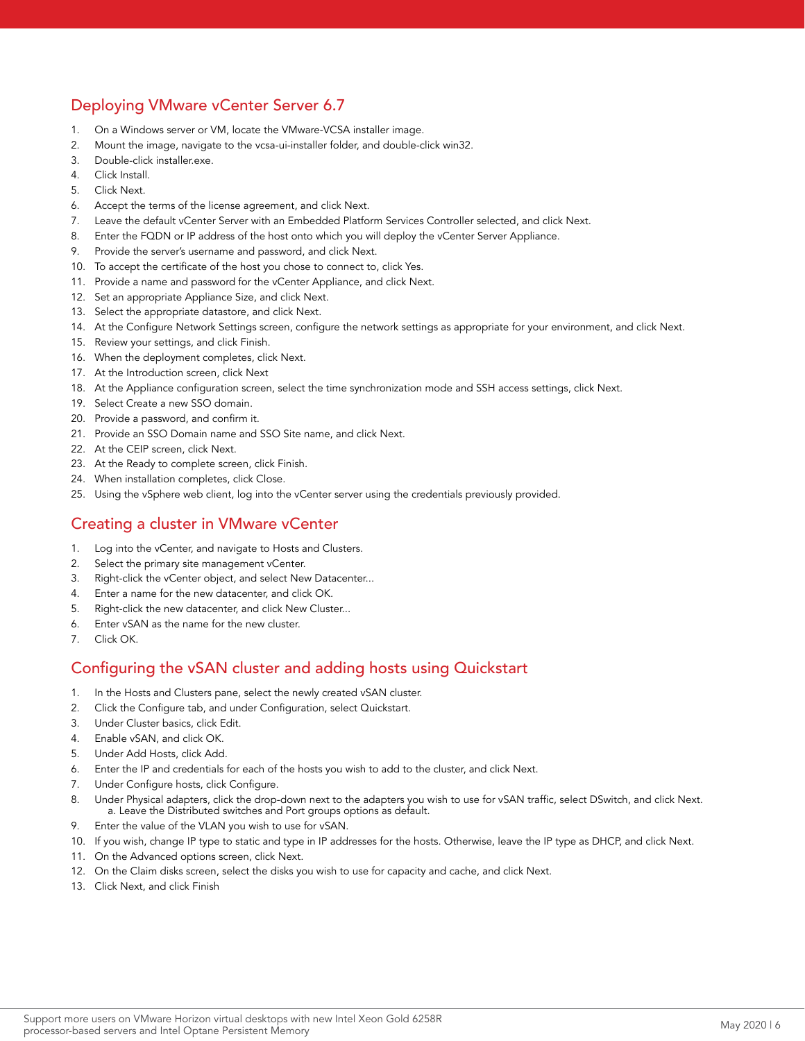## Deploying VMware vCenter Server 6.7

1. On a Windows server or VM, locate the VMware-VCSA installer image.
2. Mount the image, navigate to the vcsa-ui-installer folder, and double-click win32.
3. Double-click installer.exe.
4. Click Install.
5. Click Next.
6. Accept the terms of the license agreement, and click Next.
7. Leave the default vCenter Server with an Embedded Platform Services Controller selected, and click Next.
8. Enter the FQDN or IP address of the host onto which you will deploy the vCenter Server Appliance.
9. Provide the server's username and password, and click Next.
10. To accept the certificate of the host you chose to connect to, click Yes.
11. Provide a name and password for the vCenter Appliance, and click Next.
12. Set an appropriate Appliance Size, and click Next.
13. Select the appropriate datastore, and click Next.
14. At the Configure Network Settings screen, configure the network settings as appropriate for your environment, and click Next.
15. Review your settings, and click Finish.
16. When the deployment completes, click Next.
17. At the Introduction screen, click Next
18. At the Appliance configuration screen, select the time synchronization mode and SSH access settings, click Next.
19. Select Create a new SSO domain.
20. Provide a password, and confirm it.
21. Provide an SSO Domain name and SSO Site name, and click Next.
22. At the CEIP screen, click Next.
23. At the Ready to complete screen, click Finish.
24. When installation completes, click Close.
25. Using the vSphere web client, log into the vCenter server using the credentials previously provided.

## Creating a cluster in VMware vCenter

1. Log into the vCenter, and navigate to Hosts and Clusters.
2. Select the primary site management vCenter.
3. Right-click the vCenter object, and select New Datacenter...
4. Enter a name for the new datacenter, and click OK.
5. Right-click the new datacenter, and click New Cluster...
6. Enter vSAN as the name for the new cluster.
7. Click OK.

## Configuring the vSAN cluster and adding hosts using Quickstart

1. In the Hosts and Clusters pane, select the newly created vSAN cluster.
2. Click the Configure tab, and under Configuration, select Quickstart.
3. Under Cluster basics, click Edit.
4. Enable vSAN, and click OK.
5. Under Add Hosts, click Add.
6. Enter the IP and credentials for each of the hosts you wish to add to the cluster, and click Next.
7. Under Configure hosts, click Configure.
8. Under Physical adapters, click the drop-down next to the adapters you wish to use for vSAN traffic, select DSwitch, and click Next.
   a. Leave the Distributed switches and Port groups options as default.
9. Enter the value of the VLAN you wish to use for vSAN.
10. If you wish, change IP type to static and type in IP addresses for the hosts. Otherwise, leave the IP type as DHCP, and click Next.
11. On the Advanced options screen, click Next.
12. On the Claim disks screen, select the disks you wish to use for capacity and cache, and click Next.
13. Click Next, and click Finish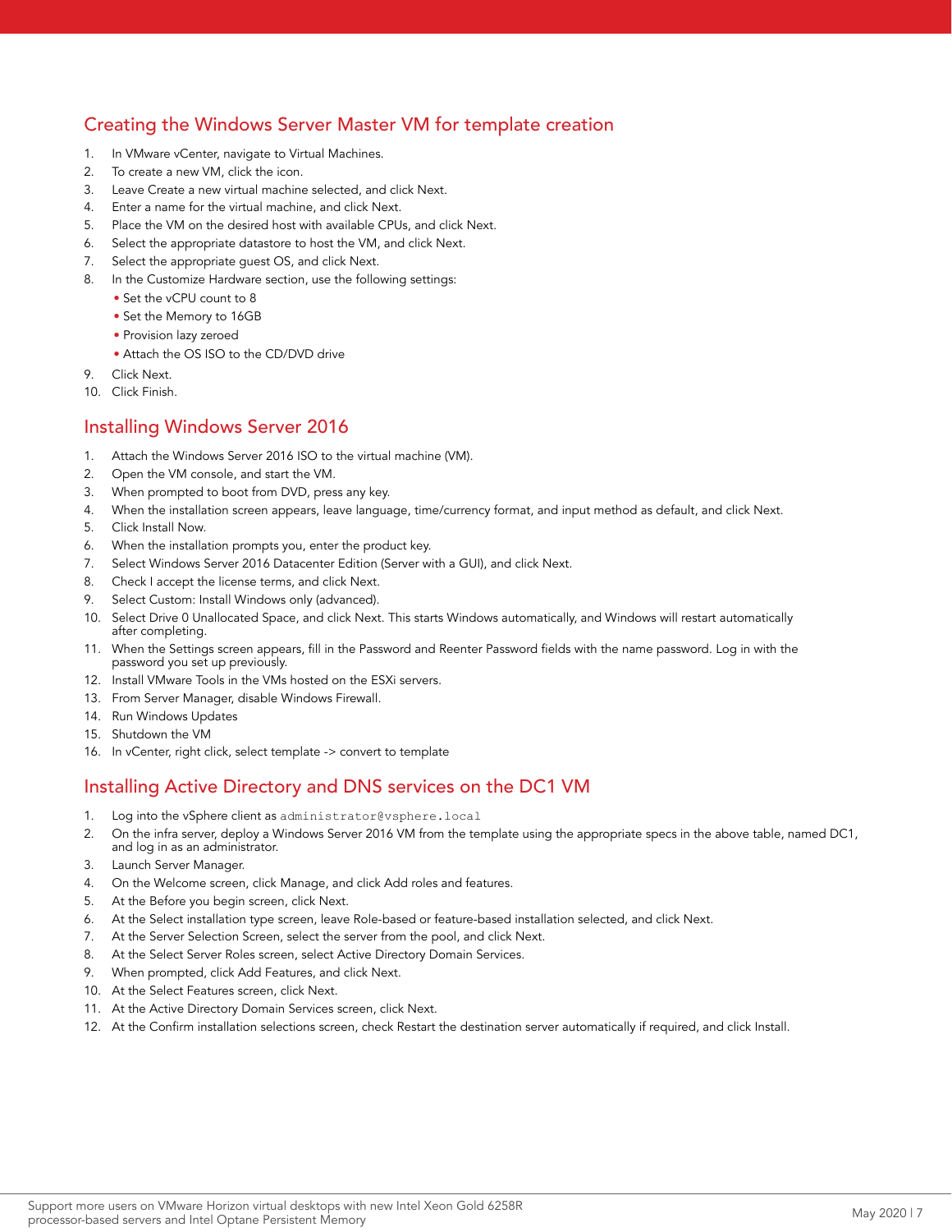## Creating the Windows Server Master VM for template creation

1. In VMware vCenter, navigate to Virtual Machines.
2. To create a new VM, click the icon.
3. Leave Create a new virtual machine selected, and click Next.
4. Enter a name for the virtual machine, and click Next.
5. Place the VM on the desired host with available CPUs, and click Next.
6. Select the appropriate datastore to host the VM, and click Next.
7. Select the appropriate guest OS, and click Next.
8. In the Customize Hardware section, use the following settings:
   - Set the vCPU count to 8
   - Set the Memory to 16GB
   - Provision lazy zeroed
   - Attach the OS ISO to the CD/DVD drive
9. Click Next.
10. Click Finish.

## Installing Windows Server 2016

1. Attach the Windows Server 2016 ISO to the virtual machine (VM).
2. Open the VM console, and start the VM.
3. When prompted to boot from DVD, press any key.
4. When the installation screen appears, leave language, time/currency format, and input method as default, and click Next.
5. Click Install Now.
6. When the installation prompts you, enter the product key.
7. Select Windows Server 2016 Datacenter Edition (Server with a GUI), and click Next.
8. Check I accept the license terms, and click Next.
9. Select Custom: Install Windows only (advanced).
10. Select Drive 0 Unallocated Space, and click Next. This starts Windows automatically, and Windows will restart automatically after completing.
11. When the Settings screen appears, fill in the Password and Reenter Password fields with the name password. Log in with the password you set up previously.
12. Install VMware Tools in the VMs hosted on the ESXi servers.
13. From Server Manager, disable Windows Firewall.
14. Run Windows Updates
15. Shutdown the VM
16. In vCenter, right click, select template -> convert to template

## Installing Active Directory and DNS services on the DC1 VM

1. Log into the vSphere client as `administrator@vsphere.local`
2. On the infra server, deploy a Windows Server 2016 VM from the template using the appropriate specs in the above table, named DC1, and log in as an administrator.
3. Launch Server Manager.
4. On the Welcome screen, click Manage, and click Add roles and features.
5. At the Before you begin screen, click Next.
6. At the Select installation type screen, leave Role-based or feature-based installation selected, and click Next.
7. At the Server Selection Screen, select the server from the pool, and click Next.
8. At the Select Server Roles screen, select Active Directory Domain Services.
9. When prompted, click Add Features, and click Next.
10. At the Select Features screen, click Next.
11. At the Active Directory Domain Services screen, click Next.
12. At the Confirm installation selections screen, check Restart the destination server automatically if required, and click Install.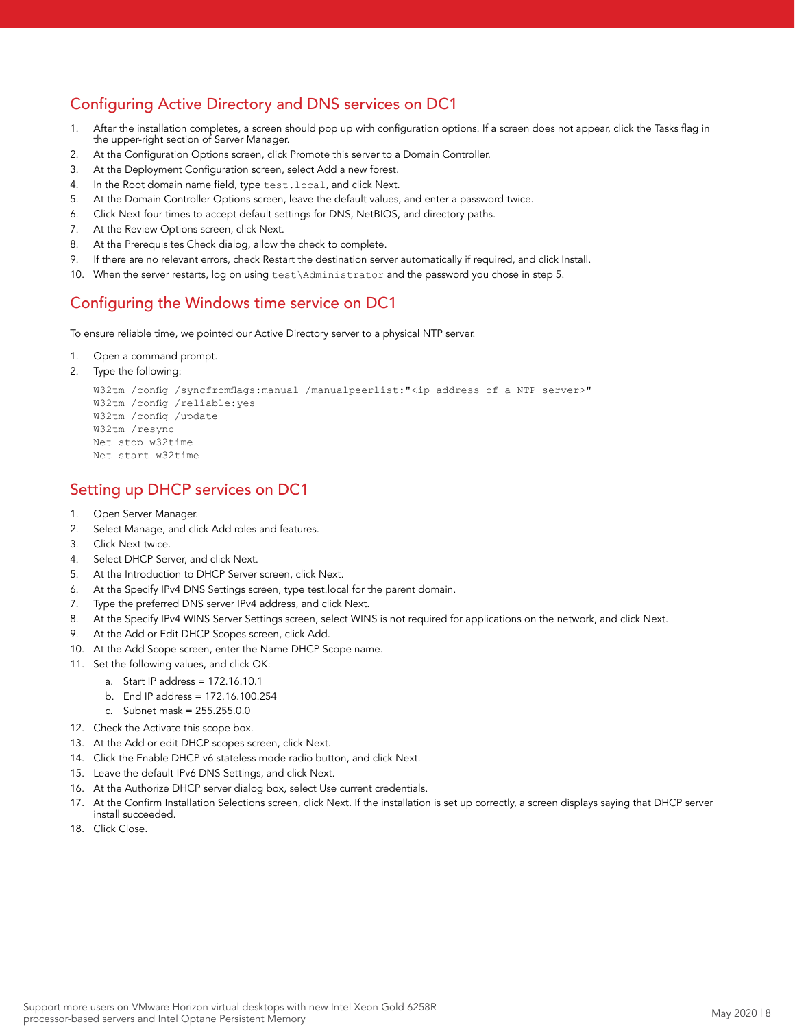## Configuring Active Directory and DNS services on DC1

1. After the installation completes, a screen should pop up with configuration options. If a screen does not appear, click the Tasks flag in the upper-right section of Server Manager.
2. At the Configuration Options screen, click Promote this server to a Domain Controller.
3. At the Deployment Configuration screen, select Add a new forest.
4. In the Root domain name field, type `test.local`, and click Next.
5. At the Domain Controller Options screen, leave the default values, and enter a password twice.
6. Click Next four times to accept default settings for DNS, NetBIOS, and directory paths.
7. At the Review Options screen, click Next.
8. At the Prerequisites Check dialog, allow the check to complete.
9. If there are no relevant errors, check Restart the destination server automatically if required, and click Install.
10. When the server restarts, log on using `test\Administrator` and the password you chose in step 5.

## Configuring the Windows time service on DC1

To ensure reliable time, we pointed our Active Directory server to a physical NTP server.

1. Open a command prompt.
2. Type the following:

```
W32tm /config /syncfromflags:manual /manualpeerlist:"<ip address of a NTP server>"
W32tm /config /reliable:yes
W32tm /config /update
W32tm /resync
Net stop w32time
Net start w32time
```

## Setting up DHCP services on DC1

1. Open Server Manager.
2. Select Manage, and click Add roles and features.
3. Click Next twice.
4. Select DHCP Server, and click Next.
5. At the Introduction to DHCP Server screen, click Next.
6. At the Specify IPv4 DNS Settings screen, type test.local for the parent domain.
7. Type the preferred DNS server IPv4 address, and click Next.
8. At the Specify IPv4 WINS Server Settings screen, select WINS is not required for applications on the network, and click Next.
9. At the Add or Edit DHCP Scopes screen, click Add.
10. At the Add Scope screen, enter the Name DHCP Scope name.
11. Set the following values, and click OK:
    a. Start IP address = 172.16.10.1
    b. End IP address = 172.16.100.254
    c. Subnet mask = 255.255.0.0
12. Check the Activate this scope box.
13. At the Add or edit DHCP scopes screen, click Next.
14. Click the Enable DHCP v6 stateless mode radio button, and click Next.
15. Leave the default IPv6 DNS Settings, and click Next.
16. At the Authorize DHCP server dialog box, select Use current credentials.
17. At the Confirm Installation Selections screen, click Next. If the installation is set up correctly, a screen displays saying that DHCP server install succeeded.
18. Click Close.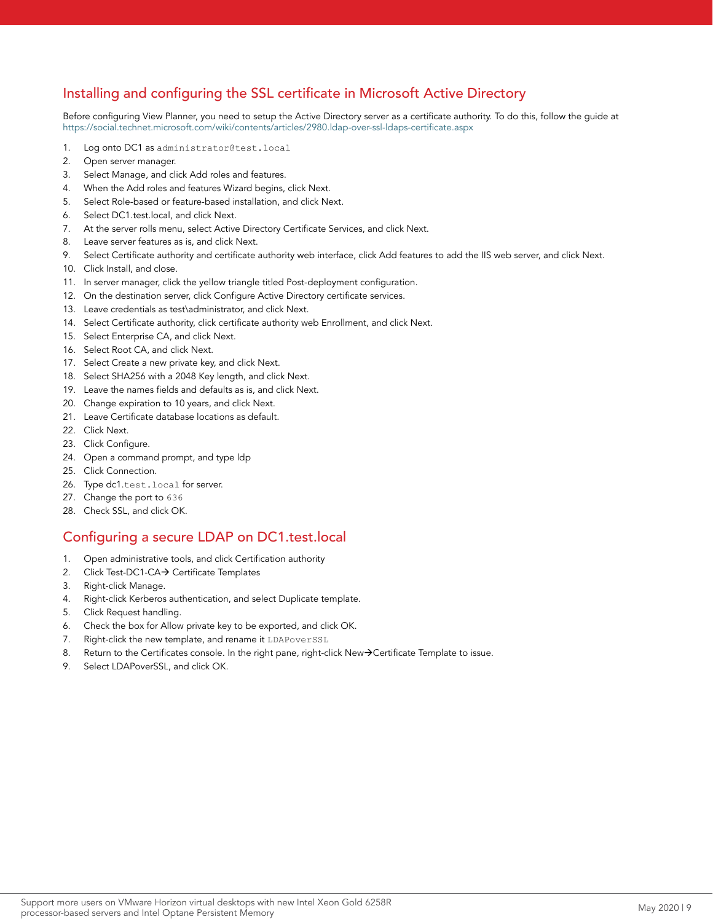## Installing and configuring the SSL certificate in Microsoft Active Directory

Before configuring View Planner, you need to setup the Active Directory server as a certificate authority. To do this, follow the guide at https://social.technet.microsoft.com/wiki/contents/articles/2980.ldap-over-ssl-ldaps-certificate.aspx

1. Log onto DC1 as `administrator@test.local`
2. Open server manager.
3. Select Manage, and click Add roles and features.
4. When the Add roles and features Wizard begins, click Next.
5. Select Role-based or feature-based installation, and click Next.
6. Select DC1.test.local, and click Next.
7. At the server rolls menu, select Active Directory Certificate Services, and click Next.
8. Leave server features as is, and click Next.
9. Select Certificate authority and certificate authority web interface, click Add features to add the IIS web server, and click Next.
10. Click Install, and close.
11. In server manager, click the yellow triangle titled Post-deployment configuration.
12. On the destination server, click Configure Active Directory certificate services.
13. Leave credentials as test\administrator, and click Next.
14. Select Certificate authority, click certificate authority web Enrollment, and click Next.
15. Select Enterprise CA, and click Next.
16. Select Root CA, and click Next.
17. Select Create a new private key, and click Next.
18. Select SHA256 with a 2048 Key length, and click Next.
19. Leave the names fields and defaults as is, and click Next.
20. Change expiration to 10 years, and click Next.
21. Leave Certificate database locations as default.
22. Click Next.
23. Click Configure.
24. Open a command prompt, and type ldp
25. Click Connection.
26. Type dc1.`test.local` for server.
27. Change the port to `636`
28. Check SSL, and click OK.

## Configuring a secure LDAP on DC1.test.local

1. Open administrative tools, and click Certification authority
2. Click Test-DC1-CA→ Certificate Templates
3. Right-click Manage.
4. Right-click Kerberos authentication, and select Duplicate template.
5. Click Request handling.
6. Check the box for Allow private key to be exported, and click OK.
7. Right-click the new template, and rename it `LDAPoverSSL`
8. Return to the Certificates console. In the right pane, right-click New→Certificate Template to issue.
9. Select LDAPoverSSL, and click OK.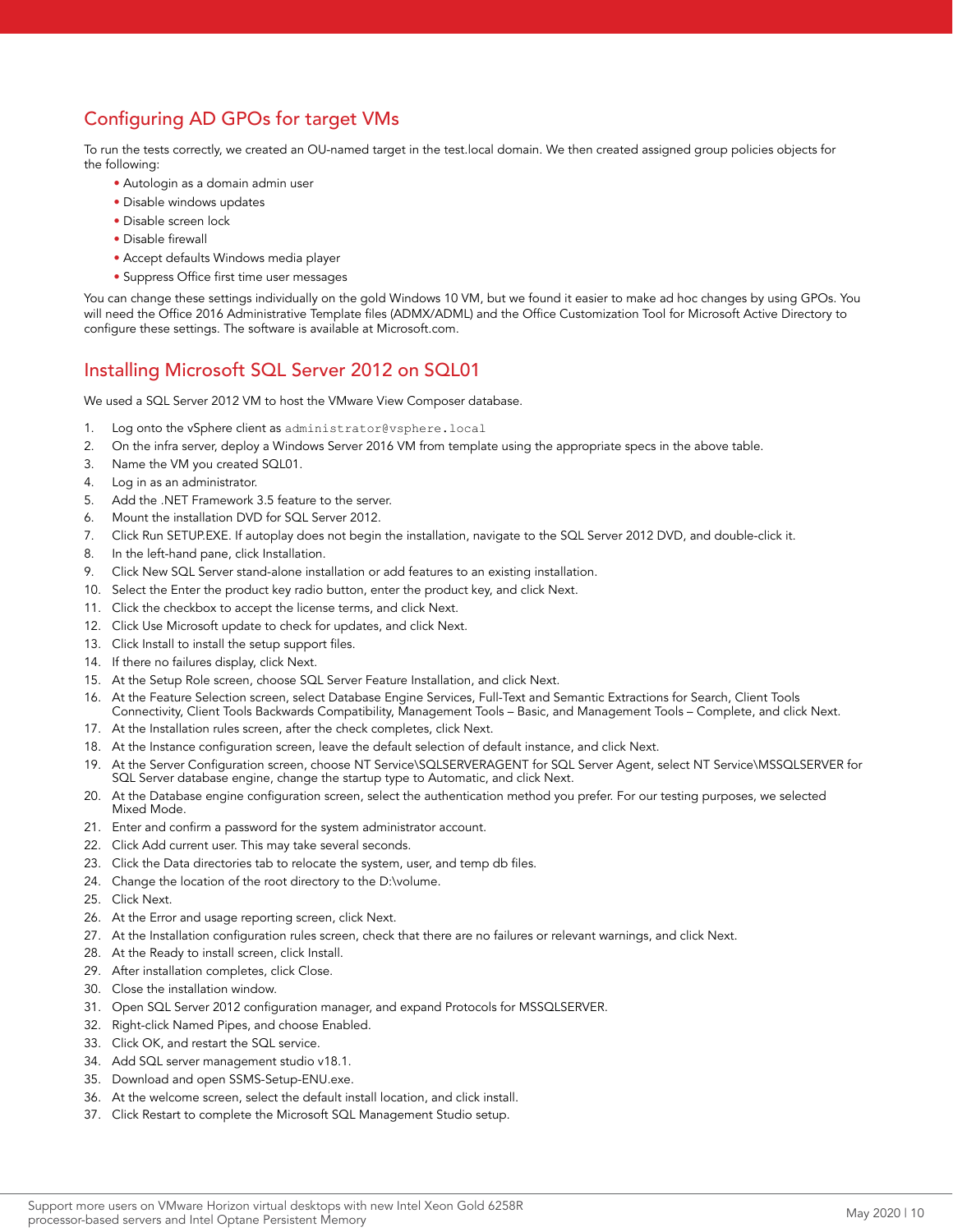## Configuring AD GPOs for target VMs

To run the tests correctly, we created an OU-named target in the test.local domain. We then created assigned group policies objects for the following:

- Autologin as a domain admin user
- Disable windows updates
- Disable screen lock
- Disable firewall
- Accept defaults Windows media player
- Suppress Office first time user messages

You can change these settings individually on the gold Windows 10 VM, but we found it easier to make ad hoc changes by using GPOs. You will need the Office 2016 Administrative Template files (ADMX/ADML) and the Office Customization Tool for Microsoft Active Directory to configure these settings. The software is available at Microsoft.com.

## Installing Microsoft SQL Server 2012 on SQL01

We used a SQL Server 2012 VM to host the VMware View Composer database.

1. Log onto the vSphere client as `administrator@vsphere.local`
2. On the infra server, deploy a Windows Server 2016 VM from template using the appropriate specs in the above table.
3. Name the VM you created SQL01.
4. Log in as an administrator.
5. Add the .NET Framework 3.5 feature to the server.
6. Mount the installation DVD for SQL Server 2012.
7. Click Run SETUP.EXE. If autoplay does not begin the installation, navigate to the SQL Server 2012 DVD, and double-click it.
8. In the left-hand pane, click Installation.
9. Click New SQL Server stand-alone installation or add features to an existing installation.
10. Select the Enter the product key radio button, enter the product key, and click Next.
11. Click the checkbox to accept the license terms, and click Next.
12. Click Use Microsoft update to check for updates, and click Next.
13. Click Install to install the setup support files.
14. If there no failures display, click Next.
15. At the Setup Role screen, choose SQL Server Feature Installation, and click Next.
16. At the Feature Selection screen, select Database Engine Services, Full-Text and Semantic Extractions for Search, Client Tools Connectivity, Client Tools Backwards Compatibility, Management Tools – Basic, and Management Tools – Complete, and click Next.
17. At the Installation rules screen, after the check completes, click Next.
18. At the Instance configuration screen, leave the default selection of default instance, and click Next.
19. At the Server Configuration screen, choose NT Service\SQLSERVERAGENT for SQL Server Agent, select NT Service\MSSQLSERVER for SQL Server database engine, change the startup type to Automatic, and click Next.
20. At the Database engine configuration screen, select the authentication method you prefer. For our testing purposes, we selected Mixed Mode.
21. Enter and confirm a password for the system administrator account.
22. Click Add current user. This may take several seconds.
23. Click the Data directories tab to relocate the system, user, and temp db files.
24. Change the location of the root directory to the D:\volume.
25. Click Next.
26. At the Error and usage reporting screen, click Next.
27. At the Installation configuration rules screen, check that there are no failures or relevant warnings, and click Next.
28. At the Ready to install screen, click Install.
29. After installation completes, click Close.
30. Close the installation window.
31. Open SQL Server 2012 configuration manager, and expand Protocols for MSSQLSERVER.
32. Right-click Named Pipes, and choose Enabled.
33. Click OK, and restart the SQL service.
34. Add SQL server management studio v18.1.
35. Download and open SSMS-Setup-ENU.exe.
36. At the welcome screen, select the default install location, and click install.
37. Click Restart to complete the Microsoft SQL Management Studio setup.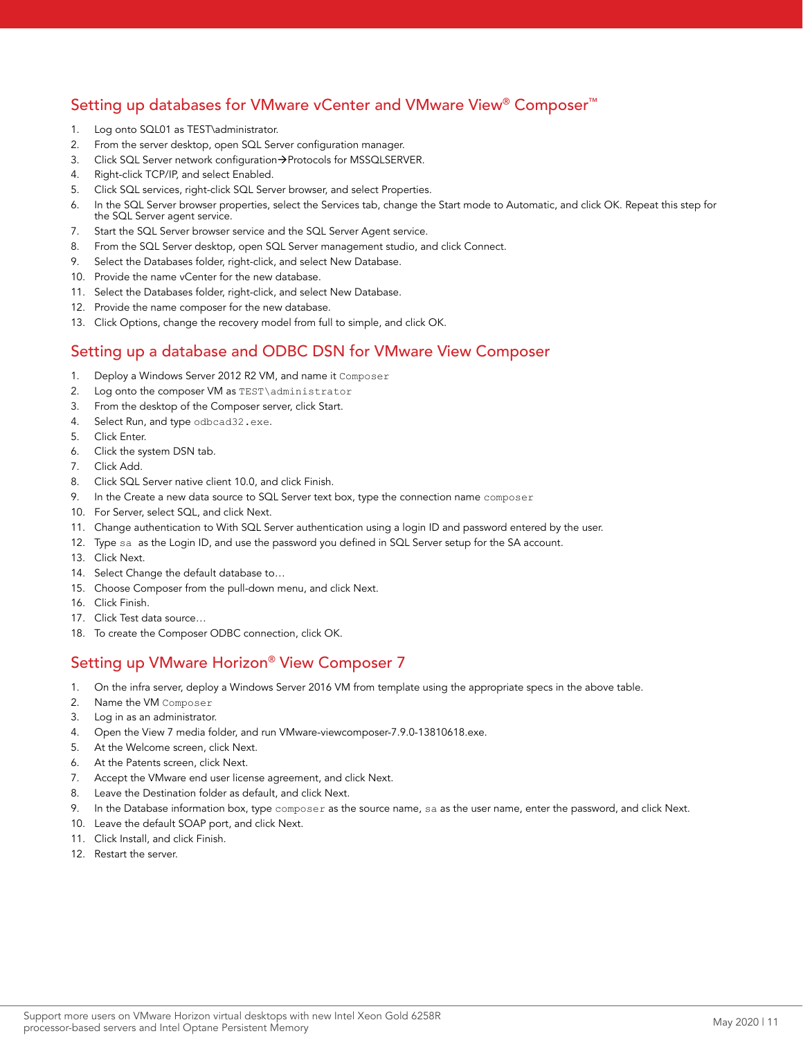## Setting up databases for VMware vCenter and VMware View® Composer™

1. Log onto SQL01 as TEST\administrator.
2. From the server desktop, open SQL Server configuration manager.
3. Click SQL Server network configuration→Protocols for MSSQLSERVER.
4. Right-click TCP/IP, and select Enabled.
5. Click SQL services, right-click SQL Server browser, and select Properties.
6. In the SQL Server browser properties, select the Services tab, change the Start mode to Automatic, and click OK. Repeat this step for the SQL Server agent service.
7. Start the SQL Server browser service and the SQL Server Agent service.
8. From the SQL Server desktop, open SQL Server management studio, and click Connect.
9. Select the Databases folder, right-click, and select New Database.
10. Provide the name vCenter for the new database.
11. Select the Databases folder, right-click, and select New Database.
12. Provide the name composer for the new database.
13. Click Options, change the recovery model from full to simple, and click OK.

## Setting up a database and ODBC DSN for VMware View Composer

1. Deploy a Windows Server 2012 R2 VM, and name it `Composer`
2. Log onto the composer VM as `TEST\administrator`
3. From the desktop of the Composer server, click Start.
4. Select Run, and type `odbcad32.exe`.
5. Click Enter.
6. Click the system DSN tab.
7. Click Add.
8. Click SQL Server native client 10.0, and click Finish.
9. In the Create a new data source to SQL Server text box, type the connection name `composer`
10. For Server, select SQL, and click Next.
11. Change authentication to With SQL Server authentication using a login ID and password entered by the user.
12. Type `sa` as the Login ID, and use the password you defined in SQL Server setup for the SA account.
13. Click Next.
14. Select Change the default database to…
15. Choose Composer from the pull-down menu, and click Next.
16. Click Finish.
17. Click Test data source…
18. To create the Composer ODBC connection, click OK.

## Setting up VMware Horizon® View Composer 7

1. On the infra server, deploy a Windows Server 2016 VM from template using the appropriate specs in the above table.
2. Name the VM `Composer`
3. Log in as an administrator.
4. Open the View 7 media folder, and run VMware-viewcomposer-7.9.0-13810618.exe.
5. At the Welcome screen, click Next.
6. At the Patents screen, click Next.
7. Accept the VMware end user license agreement, and click Next.
8. Leave the Destination folder as default, and click Next.
9. In the Database information box, type `composer` as the source name, `sa` as the user name, enter the password, and click Next.
10. Leave the default SOAP port, and click Next.
11. Click Install, and click Finish.
12. Restart the server.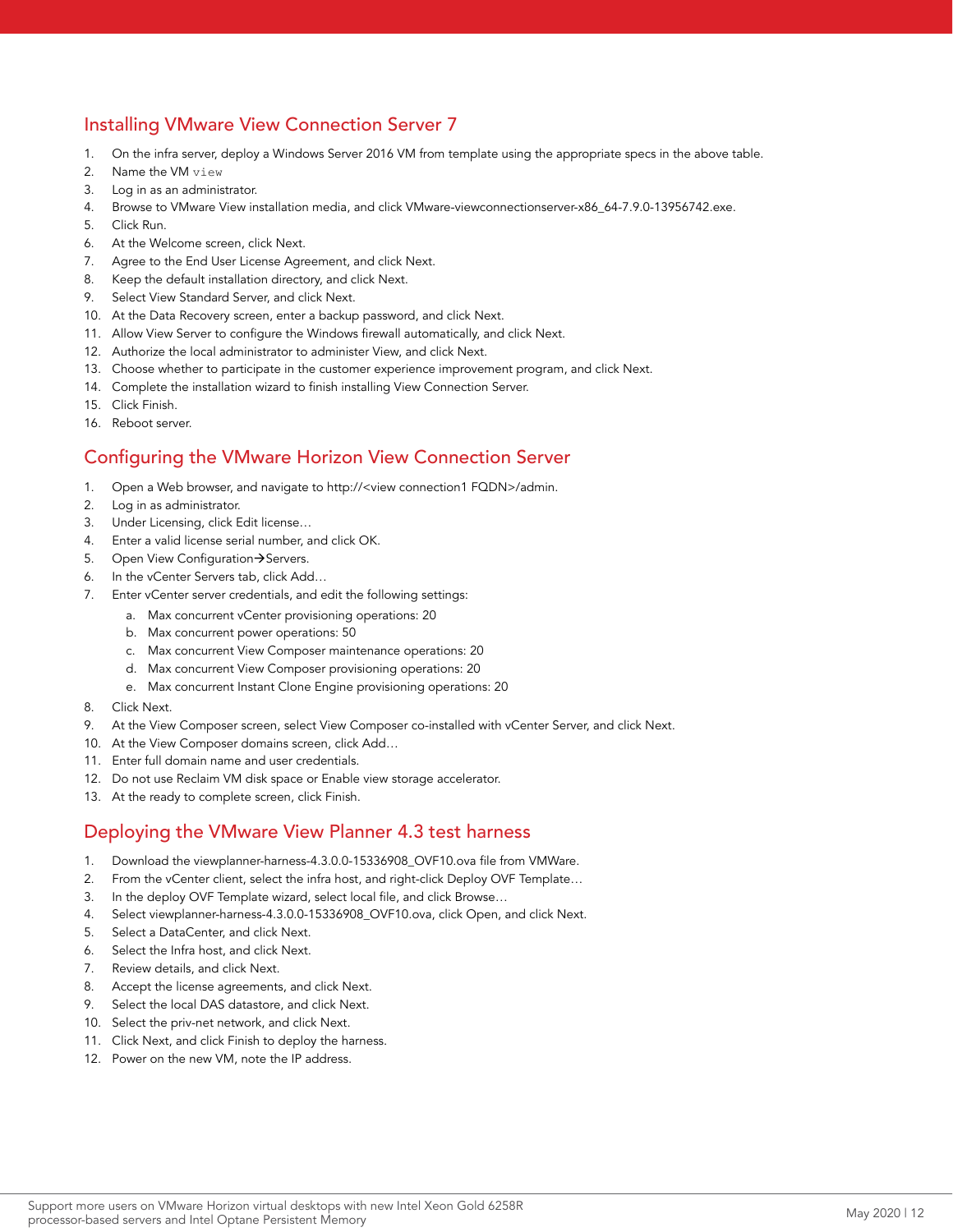## Installing VMware View Connection Server 7

1. On the infra server, deploy a Windows Server 2016 VM from template using the appropriate specs in the above table.
2. Name the VM `view`
3. Log in as an administrator.
4. Browse to VMware View installation media, and click VMware-viewconnectionserver-x86_64-7.9.0-13956742.exe.
5. Click Run.
6. At the Welcome screen, click Next.
7. Agree to the End User License Agreement, and click Next.
8. Keep the default installation directory, and click Next.
9. Select View Standard Server, and click Next.
10. At the Data Recovery screen, enter a backup password, and click Next.
11. Allow View Server to configure the Windows firewall automatically, and click Next.
12. Authorize the local administrator to administer View, and click Next.
13. Choose whether to participate in the customer experience improvement program, and click Next.
14. Complete the installation wizard to finish installing View Connection Server.
15. Click Finish.
16. Reboot server.

## Configuring the VMware Horizon View Connection Server

1. Open a Web browser, and navigate to http://<view connection1 FQDN>/admin.
2. Log in as administrator.
3. Under Licensing, click Edit license…
4. Enter a valid license serial number, and click OK.
5. Open View Configuration→Servers.
6. In the vCenter Servers tab, click Add…
7. Enter vCenter server credentials, and edit the following settings:
   a. Max concurrent vCenter provisioning operations: 20
   b. Max concurrent power operations: 50
   c. Max concurrent View Composer maintenance operations: 20
   d. Max concurrent View Composer provisioning operations: 20
   e. Max concurrent Instant Clone Engine provisioning operations: 20
8. Click Next.
9. At the View Composer screen, select View Composer co-installed with vCenter Server, and click Next.
10. At the View Composer domains screen, click Add…
11. Enter full domain name and user credentials.
12. Do not use Reclaim VM disk space or Enable view storage accelerator.
13. At the ready to complete screen, click Finish.

## Deploying the VMware View Planner 4.3 test harness

1. Download the viewplanner-harness-4.3.0.0-15336908_OVF10.ova file from VMWare.
2. From the vCenter client, select the infra host, and right-click Deploy OVF Template…
3. In the deploy OVF Template wizard, select local file, and click Browse…
4. Select viewplanner-harness-4.3.0.0-15336908_OVF10.ova, click Open, and click Next.
5. Select a DataCenter, and click Next.
6. Select the Infra host, and click Next.
7. Review details, and click Next.
8. Accept the license agreements, and click Next.
9. Select the local DAS datastore, and click Next.
10. Select the priv-net network, and click Next.
11. Click Next, and click Finish to deploy the harness.
12. Power on the new VM, note the IP address.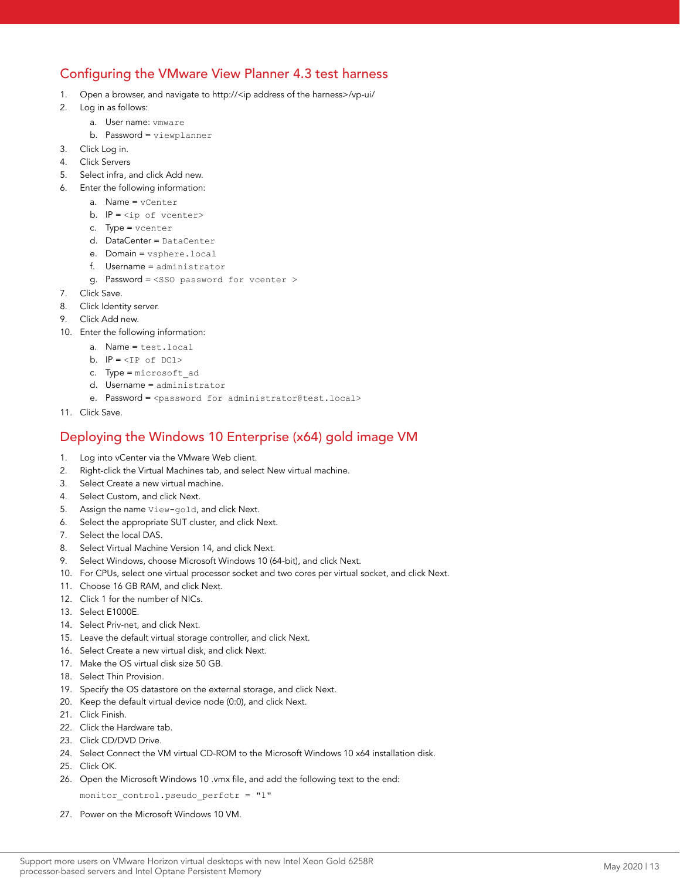## Configuring the VMware View Planner 4.3 test harness

1. Open a browser, and navigate to http://<ip address of the harness>/vp-ui/
2. Log in as follows:
    a. User name: `vmware`
    b. Password = `viewplanner`
3. Click Log in.
4. Click Servers
5. Select infra, and click Add new.
6. Enter the following information:
    a. Name = `vCenter`
    b. IP = `<ip of vcenter>`
    c. Type = `vcenter`
    d. DataCenter = `DataCenter`
    e. Domain = `vsphere.local`
    f. Username = `administrator`
    g. Password = `<SSO password for vcenter >`
7. Click Save.
8. Click Identity server.
9. Click Add new.
10. Enter the following information:
    a. Name = `test.local`
    b. IP = `<IP of DC1>`
    c. Type = `microsoft_ad`
    d. Username = `administrator`
    e. Password = `<password for administrator@test.local>`
11. Click Save.

## Deploying the Windows 10 Enterprise (x64) gold image VM

1. Log into vCenter via the VMware Web client.
2. Right-click the Virtual Machines tab, and select New virtual machine.
3. Select Create a new virtual machine.
4. Select Custom, and click Next.
5. Assign the name `View-gold`, and click Next.
6. Select the appropriate SUT cluster, and click Next.
7. Select the local DAS.
8. Select Virtual Machine Version 14, and click Next.
9. Select Windows, choose Microsoft Windows 10 (64-bit), and click Next.
10. For CPUs, select one virtual processor socket and two cores per virtual socket, and click Next.
11. Choose 16 GB RAM, and click Next.
12. Click 1 for the number of NICs.
13. Select E1000E.
14. Select Priv-net, and click Next.
15. Leave the default virtual storage controller, and click Next.
16. Select Create a new virtual disk, and click Next.
17. Make the OS virtual disk size 50 GB.
18. Select Thin Provision.
19. Specify the OS datastore on the external storage, and click Next.
20. Keep the default virtual device node (0:0), and click Next.
21. Click Finish.
22. Click the Hardware tab.
23. Click CD/DVD Drive.
24. Select Connect the VM virtual CD-ROM to the Microsoft Windows 10 x64 installation disk.
25. Click OK.
26. Open the Microsoft Windows 10 .vmx file, and add the following text to the end:

    ```
    monitor_control.pseudo_perfctr = "1"
    ```

27. Power on the Microsoft Windows 10 VM.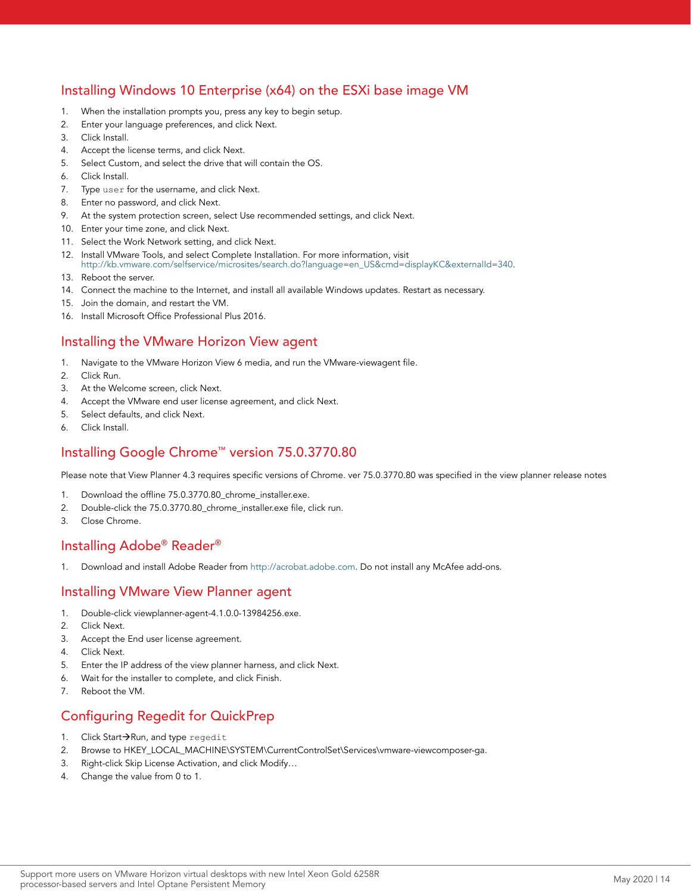## Installing Windows 10 Enterprise (x64) on the ESXi base image VM

1. When the installation prompts you, press any key to begin setup.
2. Enter your language preferences, and click Next.
3. Click Install.
4. Accept the license terms, and click Next.
5. Select Custom, and select the drive that will contain the OS.
6. Click Install.
7. Type `user` for the username, and click Next.
8. Enter no password, and click Next.
9. At the system protection screen, select Use recommended settings, and click Next.
10. Enter your time zone, and click Next.
11. Select the Work Network setting, and click Next.
12. Install VMware Tools, and select Complete Installation. For more information, visit http://kb.vmware.com/selfservice/microsites/search.do?language=en_US&cmd=displayKC&externalId=340.
13. Reboot the server.
14. Connect the machine to the Internet, and install all available Windows updates. Restart as necessary.
15. Join the domain, and restart the VM.
16. Install Microsoft Office Professional Plus 2016.

## Installing the VMware Horizon View agent

1. Navigate to the VMware Horizon View 6 media, and run the VMware-viewagent file.
2. Click Run.
3. At the Welcome screen, click Next.
4. Accept the VMware end user license agreement, and click Next.
5. Select defaults, and click Next.
6. Click Install.

## Installing Google Chrome™ version 75.0.3770.80

Please note that View Planner 4.3 requires specific versions of Chrome. ver 75.0.3770.80 was specified in the view planner release notes

1. Download the offline 75.0.3770.80_chrome_installer.exe.
2. Double-click the 75.0.3770.80_chrome_installer.exe file, click run.
3. Close Chrome.

## Installing Adobe® Reader®

1. Download and install Adobe Reader from http://acrobat.adobe.com. Do not install any McAfee add-ons.

## Installing VMware View Planner agent

1. Double-click viewplanner-agent-4.1.0.0-13984256.exe.
2. Click Next.
3. Accept the End user license agreement.
4. Click Next.
5. Enter the IP address of the view planner harness, and click Next.
6. Wait for the installer to complete, and click Finish.
7. Reboot the VM.

## Configuring Regedit for QuickPrep

1. Click Start→Run, and type `regedit`
2. Browse to HKEY_LOCAL_MACHINE\SYSTEM\CurrentControlSet\Services\vmware-viewcomposer-ga.
3. Right-click Skip License Activation, and click Modify…
4. Change the value from 0 to 1.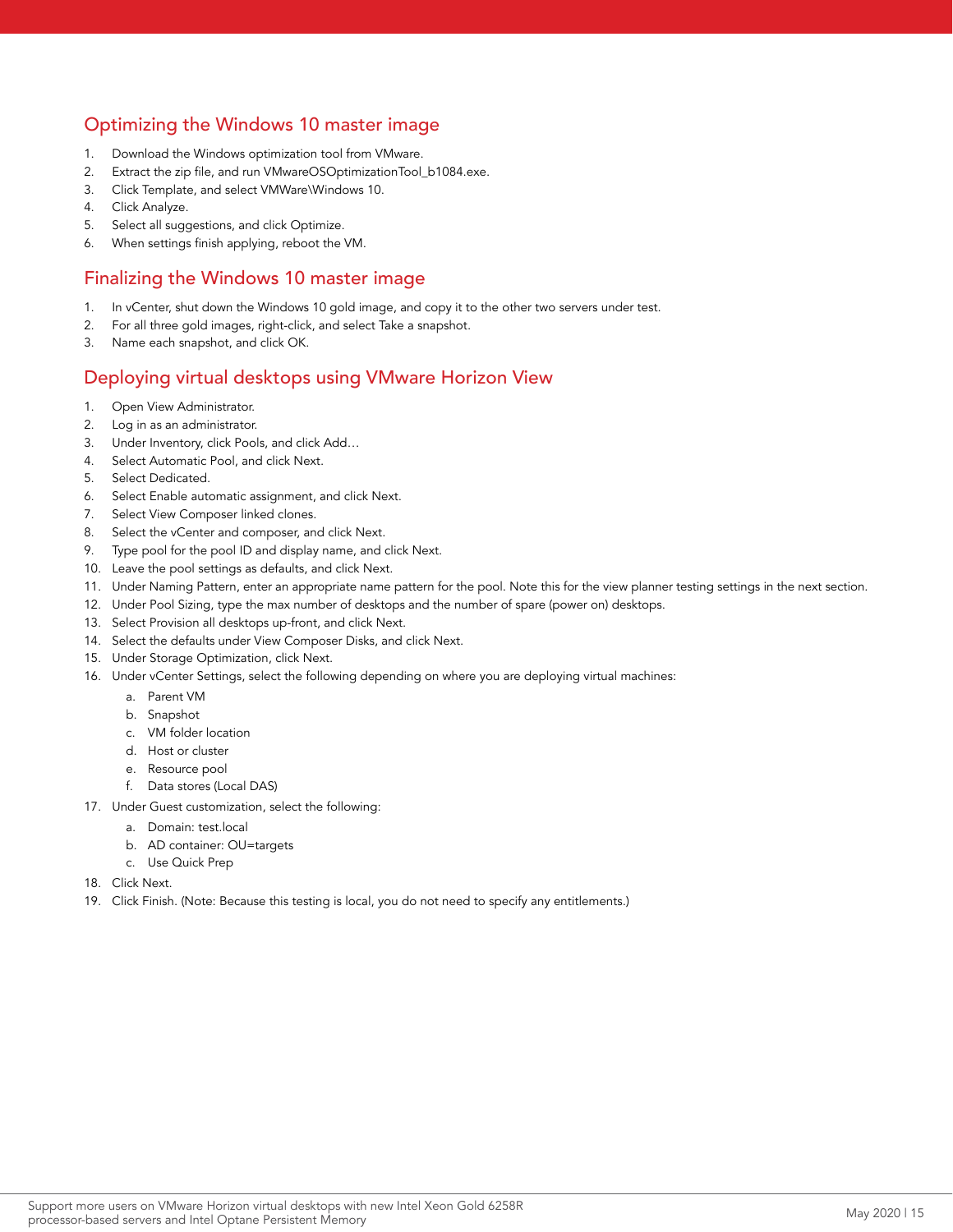## Optimizing the Windows 10 master image

1. Download the Windows optimization tool from VMware.
2. Extract the zip file, and run VMwareOSOptimizationTool_b1084.exe.
3. Click Template, and select VMWare\Windows 10.
4. Click Analyze.
5. Select all suggestions, and click Optimize.
6. When settings finish applying, reboot the VM.

## Finalizing the Windows 10 master image

1. In vCenter, shut down the Windows 10 gold image, and copy it to the other two servers under test.
2. For all three gold images, right-click, and select Take a snapshot.
3. Name each snapshot, and click OK.

## Deploying virtual desktops using VMware Horizon View

1. Open View Administrator.
2. Log in as an administrator.
3. Under Inventory, click Pools, and click Add…
4. Select Automatic Pool, and click Next.
5. Select Dedicated.
6. Select Enable automatic assignment, and click Next.
7. Select View Composer linked clones.
8. Select the vCenter and composer, and click Next.
9. Type pool for the pool ID and display name, and click Next.
10. Leave the pool settings as defaults, and click Next.
11. Under Naming Pattern, enter an appropriate name pattern for the pool. Note this for the view planner testing settings in the next section.
12. Under Pool Sizing, type the max number of desktops and the number of spare (power on) desktops.
13. Select Provision all desktops up-front, and click Next.
14. Select the defaults under View Composer Disks, and click Next.
15. Under Storage Optimization, click Next.
16. Under vCenter Settings, select the following depending on where you are deploying virtual machines:
    a. Parent VM
    b. Snapshot
    c. VM folder location
    d. Host or cluster
    e. Resource pool
    f. Data stores (Local DAS)
17. Under Guest customization, select the following:
    a. Domain: test.local
    b. AD container: OU=targets
    c. Use Quick Prep
18. Click Next.
19. Click Finish. (Note: Because this testing is local, you do not need to specify any entitlements.)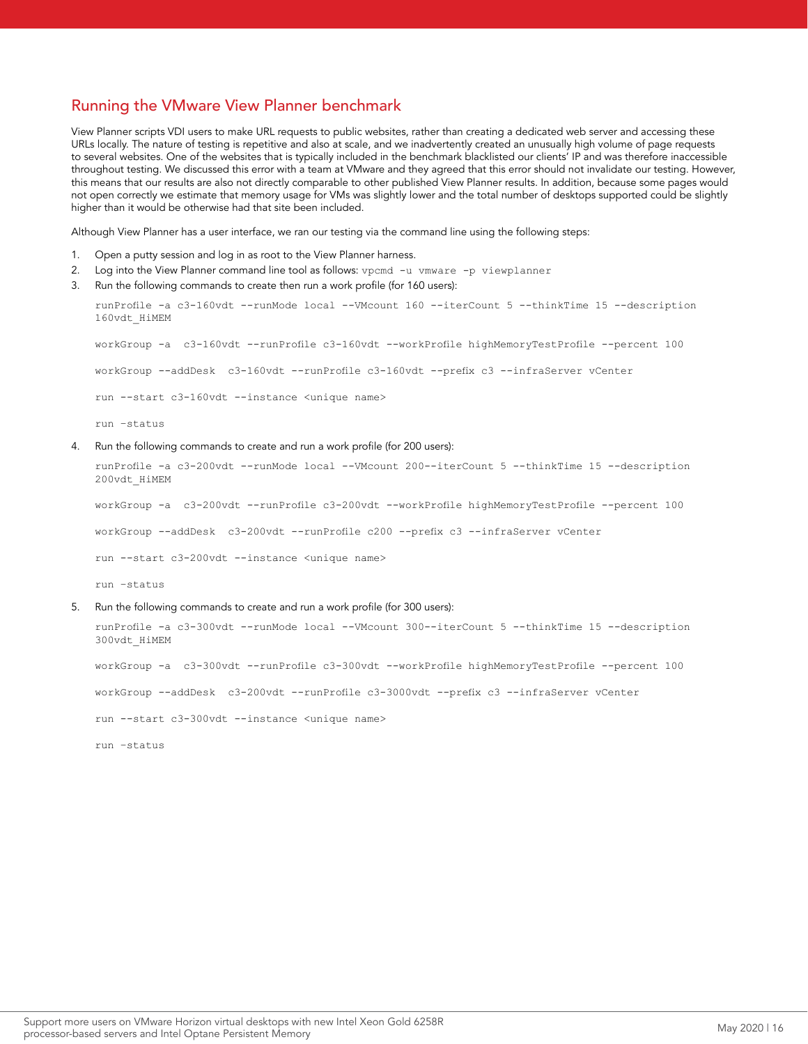## Running the VMware View Planner benchmark

View Planner scripts VDI users to make URL requests to public websites, rather than creating a dedicated web server and accessing these URLs locally. The nature of testing is repetitive and also at scale, and we inadvertently created an unusually high volume of page requests to several websites. One of the websites that is typically included in the benchmark blacklisted our clients' IP and was therefore inaccessible throughout testing. We discussed this error with a team at VMware and they agreed that this error should not invalidate our testing. However, this means that our results are also not directly comparable to other published View Planner results. In addition, because some pages would not open correctly we estimate that memory usage for VMs was slightly lower and the total number of desktops supported could be slightly higher than it would be otherwise had that site been included.

Although View Planner has a user interface, we ran our testing via the command line using the following steps:

1. Open a putty session and log in as root to the View Planner harness.
2. Log into the View Planner command line tool as follows: `vpcmd -u vmware -p viewplanner`
3. Run the following commands to create then run a work profile (for 160 users):

```
runProfile -a c3-160vdt --runMode local --VMcount 160 --iterCount 5 --thinkTime 15 --description 160vdt_HiMEM

workGroup -a  c3-160vdt --runProfile c3-160vdt --workProfile highMemoryTestProfile --percent 100

workGroup --addDesk  c3-160vdt --runProfile c3-160vdt --prefix c3 --infraServer vCenter

run --start c3-160vdt --instance <unique name>

run –status
```

4. Run the following commands to create and run a work profile (for 200 users):

```
runProfile -a c3-200vdt --runMode local --VMcount 200--iterCount 5 --thinkTime 15 --description 200vdt_HiMEM

workGroup -a  c3-200vdt --runProfile c3-200vdt --workProfile highMemoryTestProfile --percent 100

workGroup --addDesk  c3-200vdt --runProfile c200 --prefix c3 --infraServer vCenter

run --start c3-200vdt --instance <unique name>

run –status
```

5. Run the following commands to create and run a work profile (for 300 users):

```
runProfile -a c3-300vdt --runMode local --VMcount 300--iterCount 5 --thinkTime 15 --description 300vdt_HiMEM

workGroup -a  c3-300vdt --runProfile c3-300vdt --workProfile highMemoryTestProfile --percent 100

workGroup --addDesk  c3-200vdt --runProfile c3-3000vdt --prefix c3 --infraServer vCenter

run --start c3-300vdt --instance <unique name>

run –status
```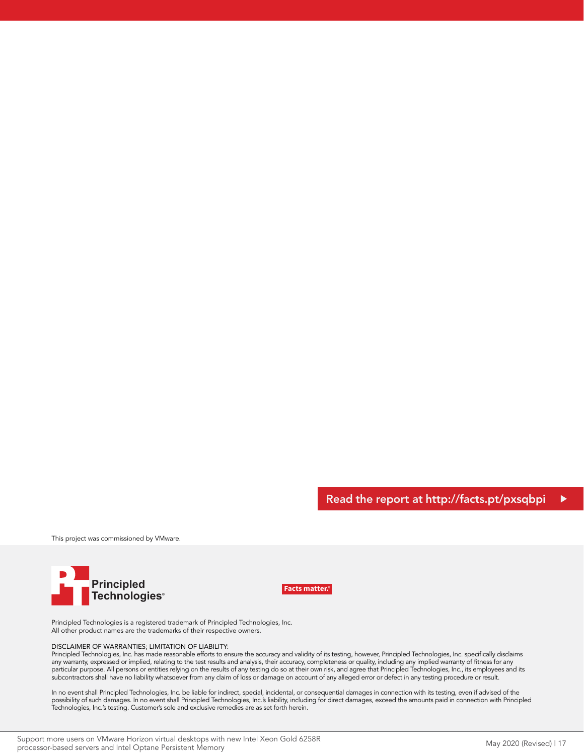Read the report at http://facts.pt/pxsqbpi ▶

This project was commissioned by VMware.

Principled Technologies®

Facts matter.®

Principled Technologies is a registered trademark of Principled Technologies, Inc.
All other product names are the trademarks of their respective owners.

DISCLAIMER OF WARRANTIES; LIMITATION OF LIABILITY:
Principled Technologies, Inc. has made reasonable efforts to ensure the accuracy and validity of its testing, however, Principled Technologies, Inc. specifically disclaims any warranty, expressed or implied, relating to the test results and analysis, their accuracy, completeness or quality, including any implied warranty of fitness for any particular purpose. All persons or entities relying on the results of any testing do so at their own risk, and agree that Principled Technologies, Inc., its employees and its subcontractors shall have no liability whatsoever from any claim of loss or damage on account of any alleged error or defect in any testing procedure or result.

In no event shall Principled Technologies, Inc. be liable for indirect, special, incidental, or consequential damages in connection with its testing, even if advised of the possibility of such damages. In no event shall Principled Technologies, Inc.'s liability, including for direct damages, exceed the amounts paid in connection with Principled Technologies, Inc.'s testing. Customer's sole and exclusive remedies are as set forth herein.